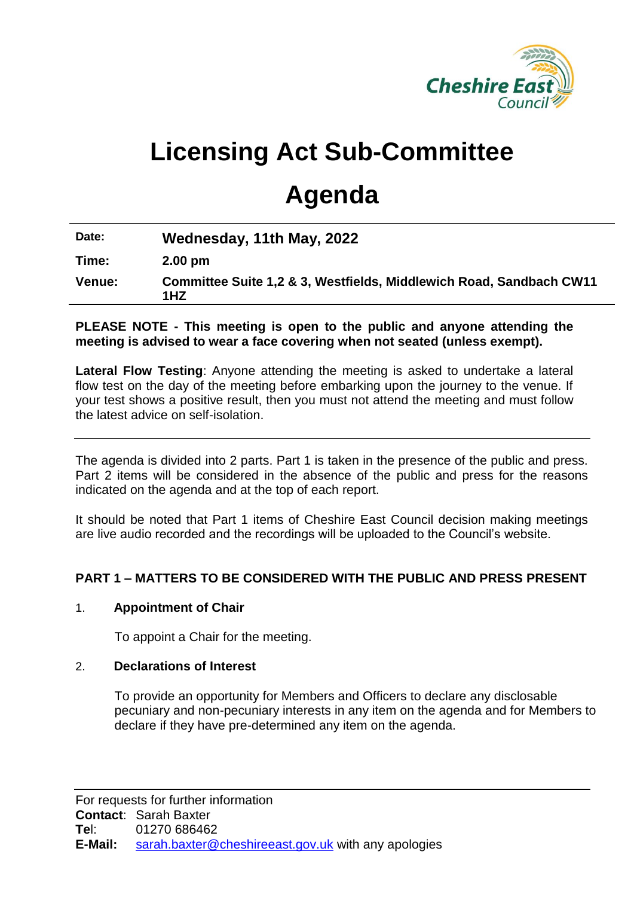Cheshire East Council

# Licensing Act Sub-Committee

# Agenda

| | |
|---|---|
| **Date:** | **Wednesday, 11th May, 2022** |
| **Time:** | **2.00 pm** |
| **Venue:** | **Committee Suite 1,2 & 3, Westfields, Middlewich Road, Sandbach CW11 1HZ** |

**PLEASE NOTE - This meeting is open to the public and anyone attending the meeting is advised to wear a face covering when not seated (unless exempt).**

**Lateral Flow Testing**: Anyone attending the meeting is asked to undertake a lateral flow test on the day of the meeting before embarking upon the journey to the venue. If your test shows a positive result, then you must not attend the meeting and must follow the latest advice on self-isolation.

---

The agenda is divided into 2 parts. Part 1 is taken in the presence of the public and press. Part 2 items will be considered in the absence of the public and press for the reasons indicated on the agenda and at the top of each report.

It should be noted that Part 1 items of Cheshire East Council decision making meetings are live audio recorded and the recordings will be uploaded to the Council's website.

## PART 1 – MATTERS TO BE CONSIDERED WITH THE PUBLIC AND PRESS PRESENT

1. **Appointment of Chair**

   To appoint a Chair for the meeting.

2. **Declarations of Interest**

   To provide an opportunity for Members and Officers to declare any disclosable pecuniary and non-pecuniary interests in any item on the agenda and for Members to declare if they have pre-determined any item on the agenda.

---

For requests for further information
**Contact**: Sarah Baxter
**Tel**: 01270 686462
**E-Mail:** sarah.baxter@cheshireeast.gov.uk with any apologies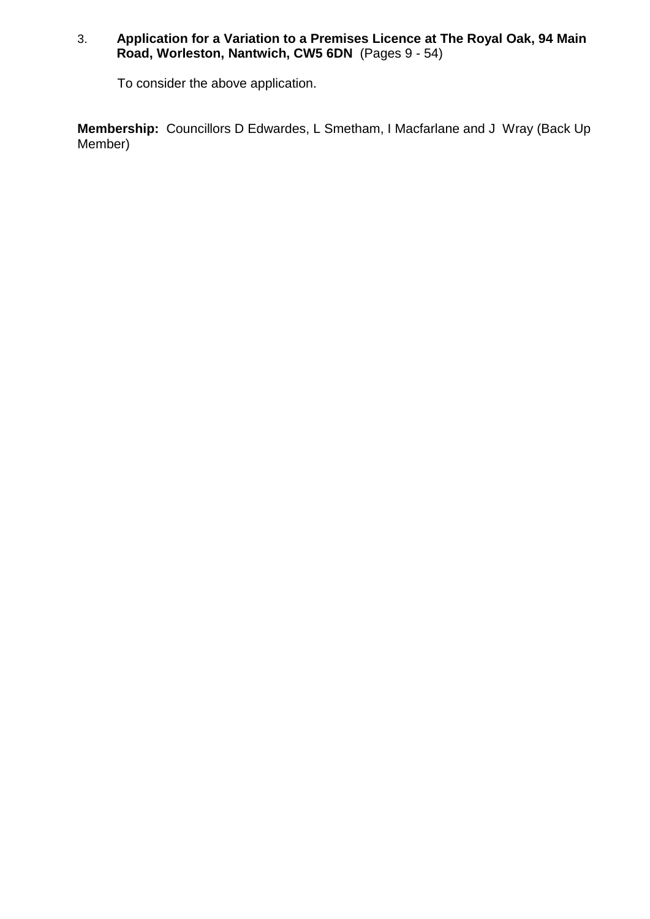3. **Application for a Variation to a Premises Licence at The Royal Oak, 94 Main Road, Worleston, Nantwich, CW5 6DN** (Pages 9 - 54)

   To consider the above application.

**Membership:** Councillors D Edwardes, L Smetham, I Macfarlane and J Wray (Back Up Member)